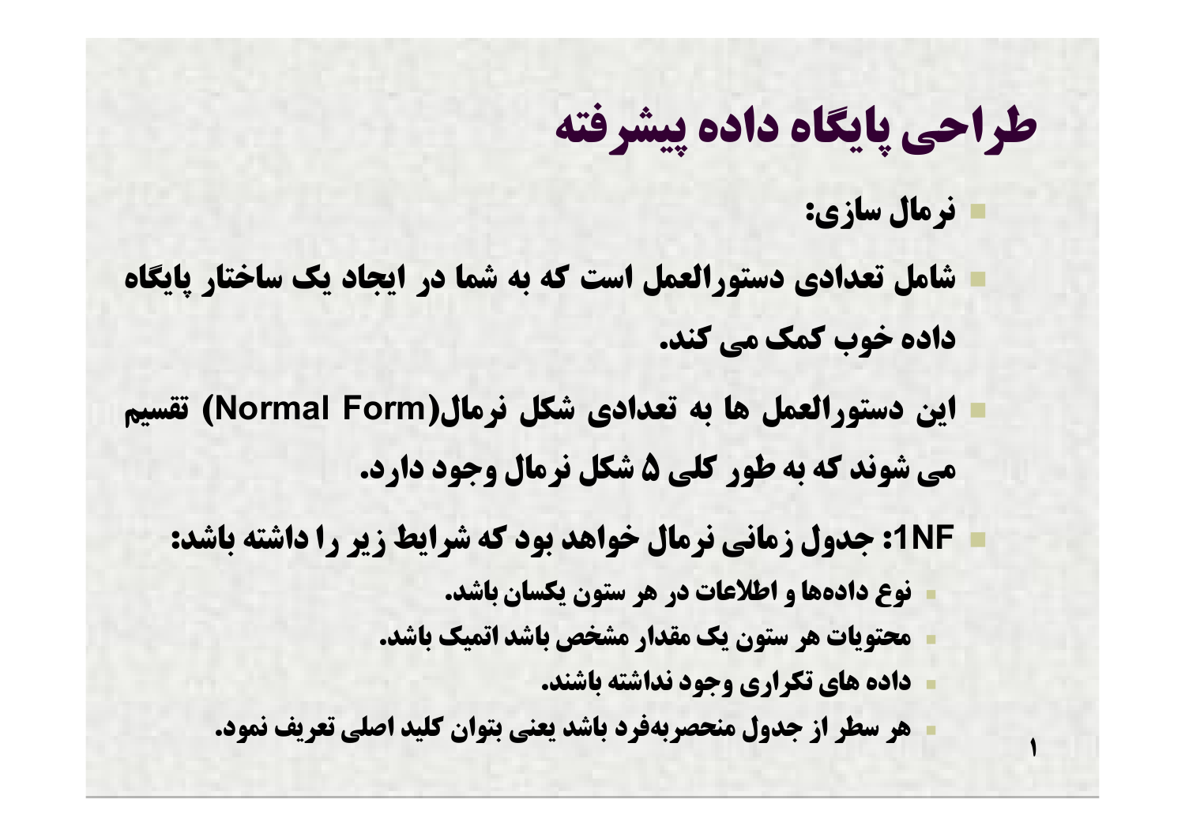# طراحی پایگاه داده پیشرفته

- **نرمال سازی:**
- **شامل تعدادی دستورالعمل است که به شما در ایجاد یک ساختار پایگاه داده خوب کمک می کند.**
- **این دستورالعمل ها به تعدادی شکل نرمال(Normal Form) تقسیم می شوند که به طور کلی ۵ شکل نرمال وجود دارد.**
- **1NF: جدول زمانی نرمال خواهد بود که شرایط زیر را داشته باشد:**
  - نوع داده‌ها و اطلاعات در هر ستون یکسان باشد.
  - محتویات هر ستون یک مقدار مشخص باشد اتمیک باشد.
  - داده های تکراری وجود نداشته باشند.
  - هر سطر از جدول منحصربه‌فرد باشد یعنی بتوان کلید اصلی تعریف نمود.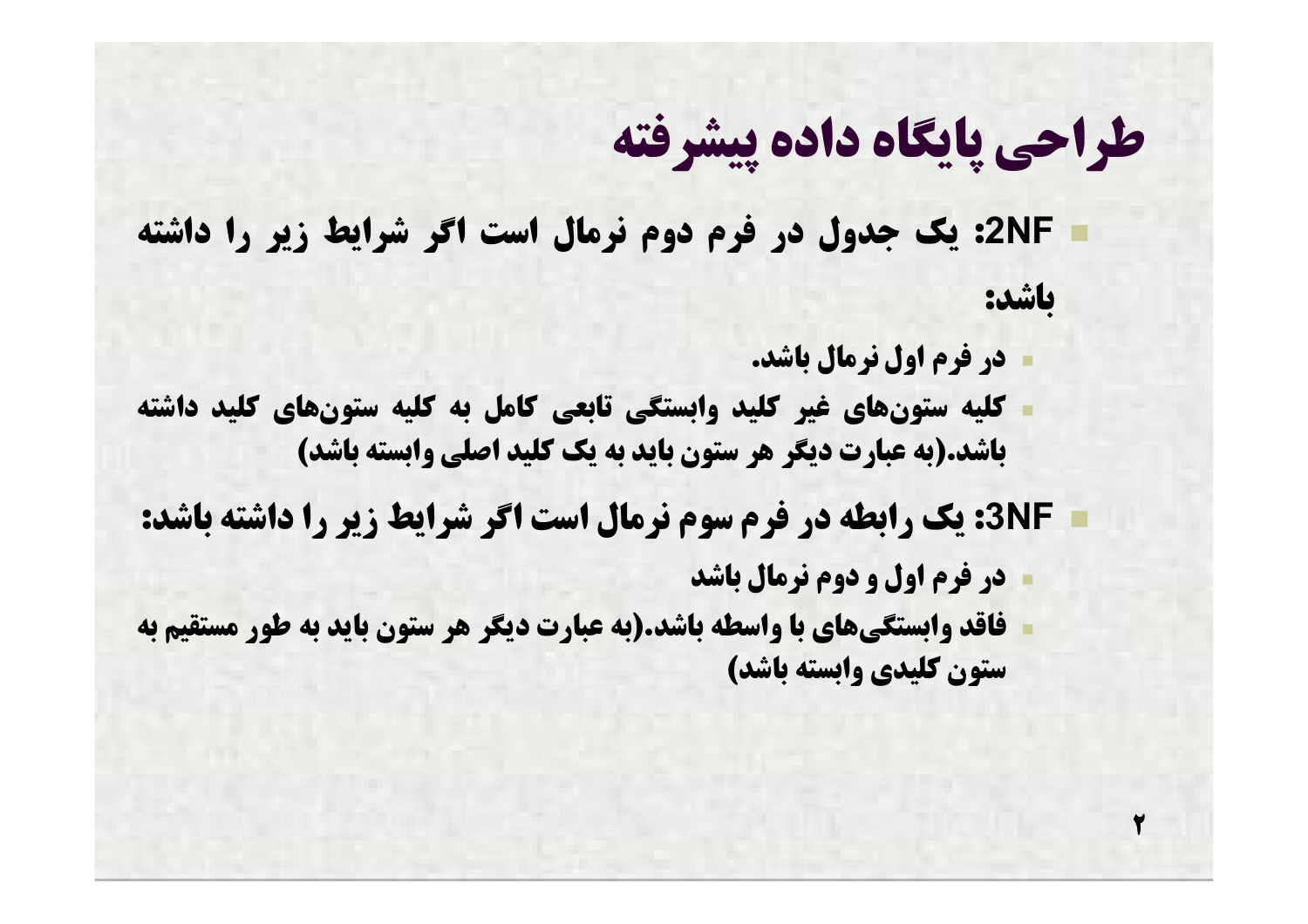# طراحی پایگاه داده پیشرفته

- 2NF: یک جدول در فرم دوم نرمال است اگر شرایط زیر را داشته باشد:
  - در فرم اول نرمال باشد.
  - کلیه ستون‌های غیر کلید وابستگی تابعی کامل به کلیه ستون‌های کلید داشته باشد.(به عبارت دیگر هر ستون باید به یک کلید اصلی وابسته باشد)

- 3NF: یک رابطه در فرم سوم نرمال است اگر شرایط زیر را داشته باشد:
  - در فرم اول و دوم نرمال باشد
  - فاقد وابستگی‌های با واسطه باشد.(به عبارت دیگر هر ستون باید به طور مستقیم به ستون کلیدی وابسته باشد)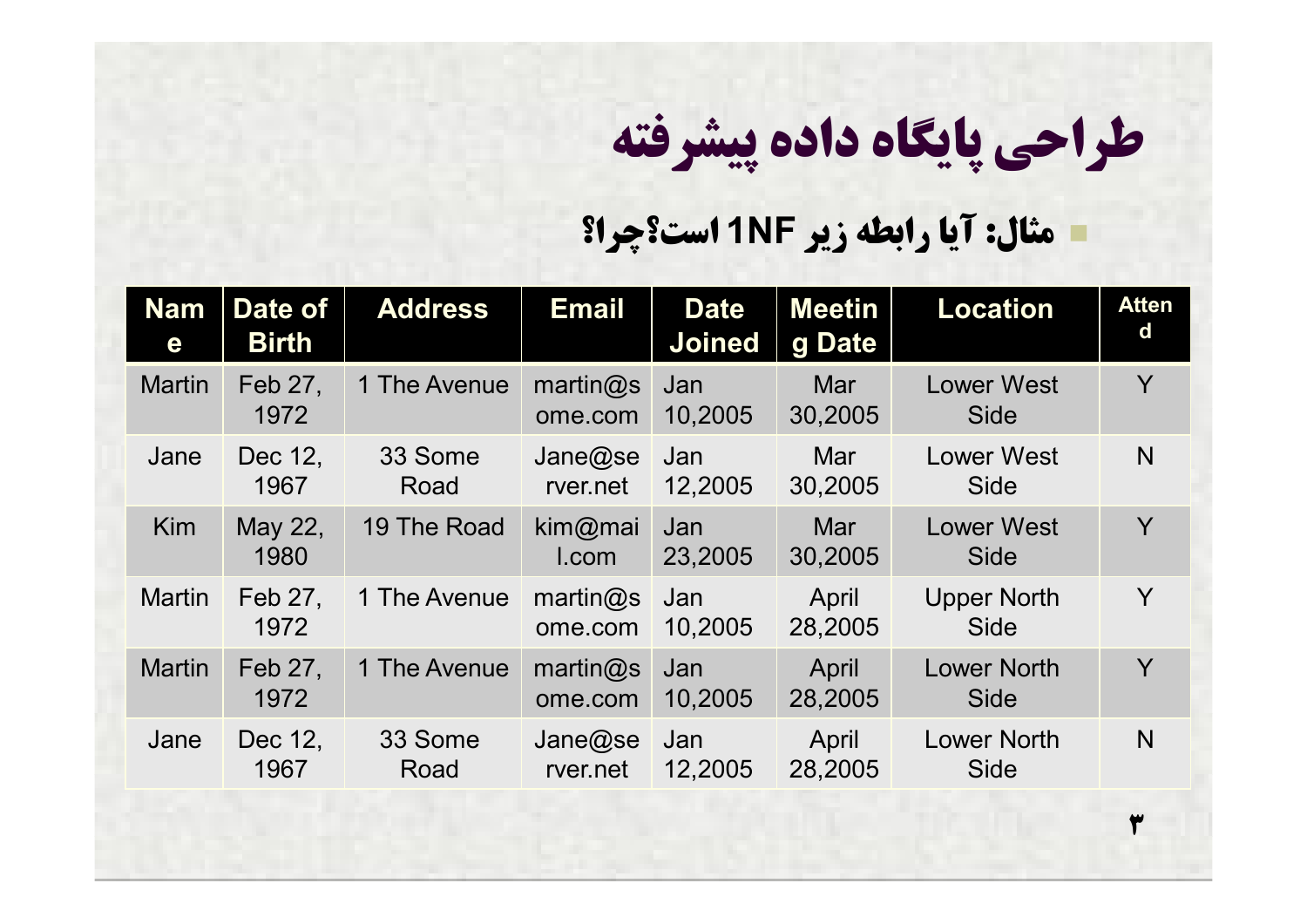# طراحی پایگاه داده پیشرفته

- مثال: آیا رابطه زیر 1NF است؟چرا؟

| Name | Date of Birth | Address | Email | Date Joined | Meeting Date | Location | Attend |
|---|---|---|---|---|---|---|---|
| Martin | Feb 27, 1972 | 1 The Avenue | martin@some.com | Jan 10,2005 | Mar 30,2005 | Lower West Side | Y |
| Jane | Dec 12, 1967 | 33 Some Road | Jane@server.net | Jan 12,2005 | Mar 30,2005 | Lower West Side | N |
| Kim | May 22, 1980 | 19 The Road | kim@mail.com | Jan 23,2005 | Mar 30,2005 | Lower West Side | Y |
| Martin | Feb 27, 1972 | 1 The Avenue | martin@some.com | Jan 10,2005 | April 28,2005 | Upper North Side | Y |
| Martin | Feb 27, 1972 | 1 The Avenue | martin@some.com | Jan 10,2005 | April 28,2005 | Lower North Side | Y |
| Jane | Dec 12, 1967 | 33 Some Road | Jane@server.net | Jan 12,2005 | April 28,2005 | Lower North Side | N |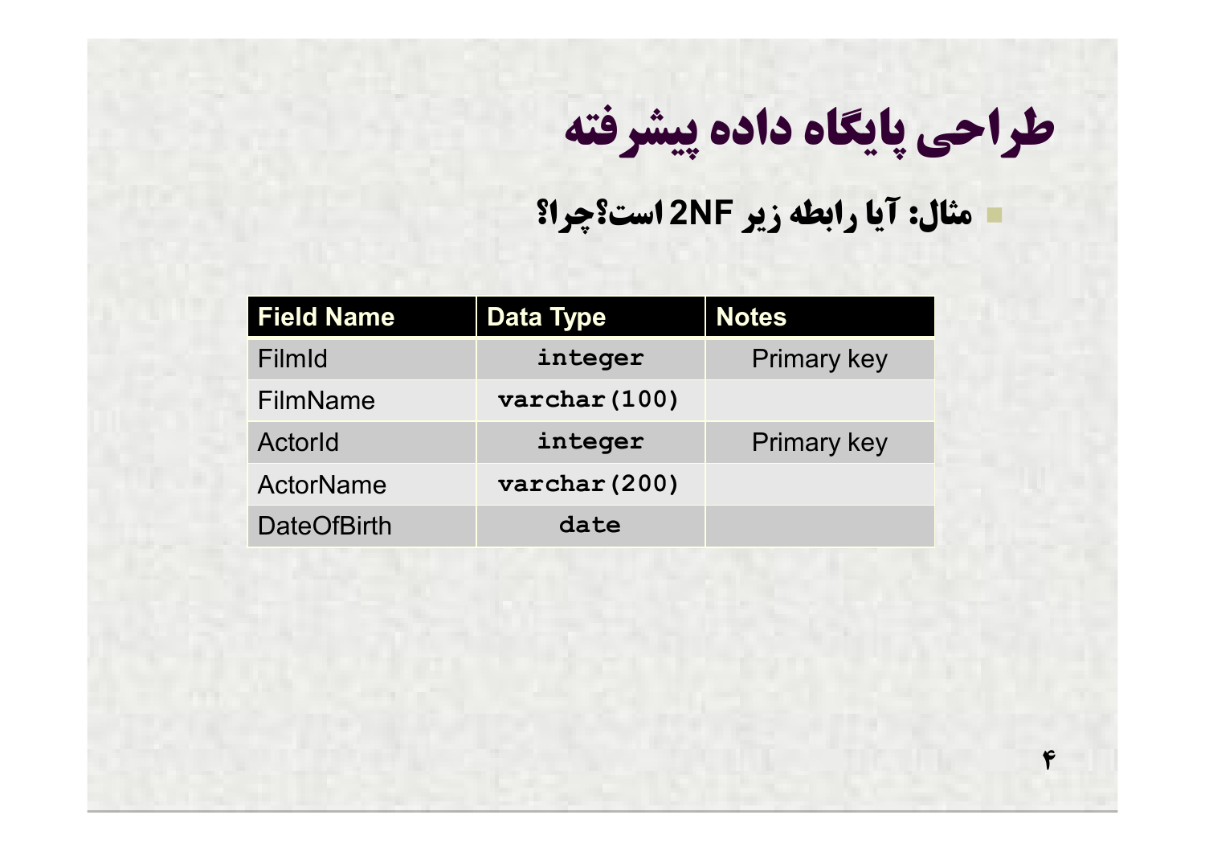# طراحی پایگاه داده پیشرفته

- مثال: آیا رابطه زیر 2NF است؟چرا؟

| Field Name | Data Type | Notes |
| --- | --- | --- |
| FilmId | integer | Primary key |
| FilmName | varchar(100) | |
| ActorId | integer | Primary key |
| ActorName | varchar(200) | |
| DateOfBirth | date | |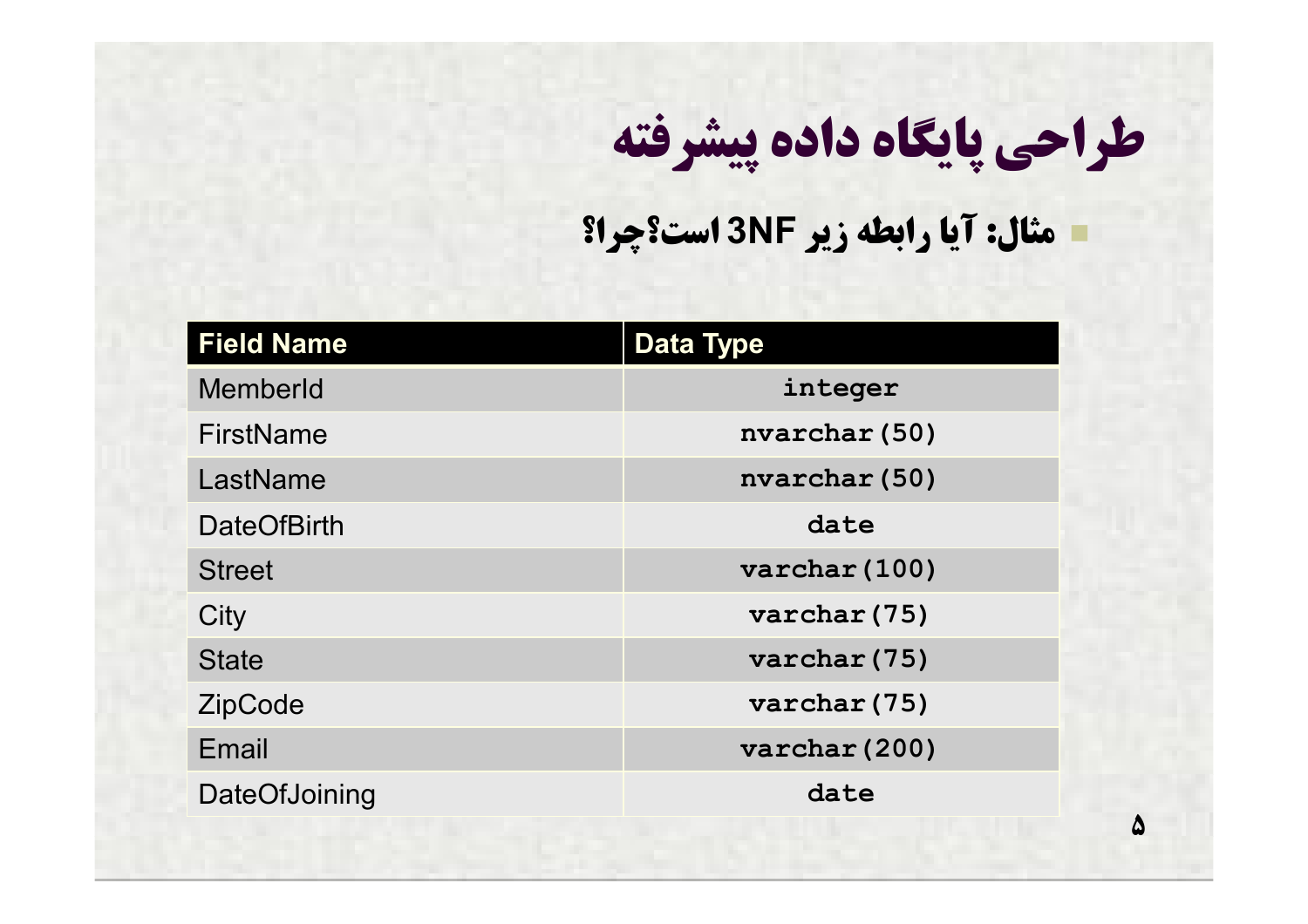# طراحی پایگاه داده پیشرفته

- مثال: آیا رابطه زیر 3NF است؟چرا؟

| Field Name | Data Type |
|---|---|
| MemberId | integer |
| FirstName | nvarchar(50) |
| LastName | nvarchar(50) |
| DateOfBirth | date |
| Street | varchar(100) |
| City | varchar(75) |
| State | varchar(75) |
| ZipCode | varchar(75) |
| Email | varchar(200) |
| DateOfJoining | date |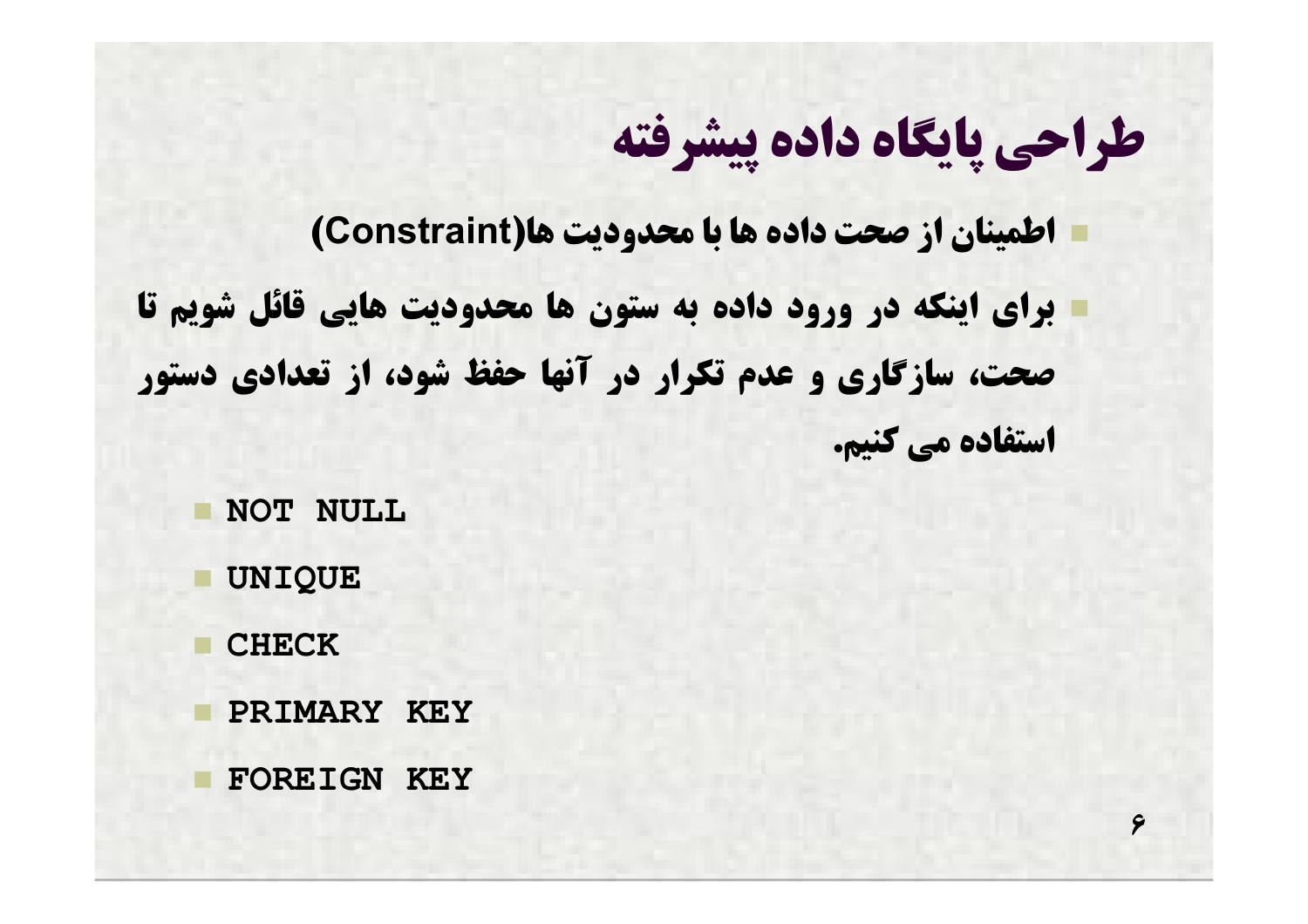# طراحی پایگاه داده پیشرفته

- اطمینان از صحت داده ها با محدودیت ها(Constraint)
- برای اینکه در ورود داده به ستون ها محدودیت هایی قائل شویم تا صحت، سازگاری و عدم تکرار در آنها حفظ شود، از تعدادی دستور استفاده می کنیم.
  - NOT NULL
  - UNIQUE
  - CHECK
  - PRIMARY KEY
  - FOREIGN KEY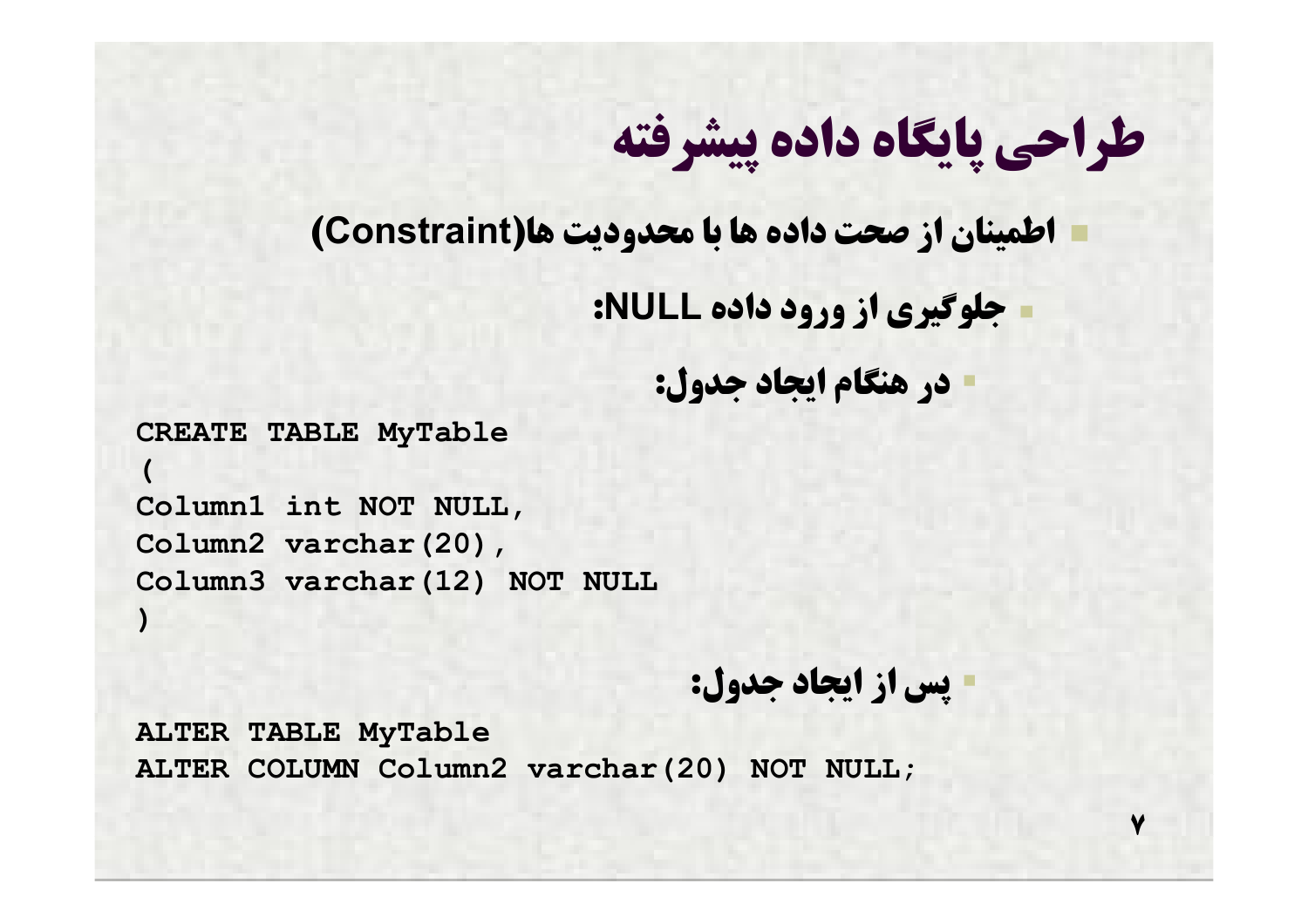# طراحی پایگاه داده پیشرفته

- اطمینان از صحت داده ها با محدودیت ها(Constraint)
  - جلوگیری از ورود داده NULL:
    - در هنگام ایجاد جدول:

```
CREATE TABLE MyTable
(
Column1 int NOT NULL,
Column2 varchar(20),
Column3 varchar(12) NOT NULL
)
```

- پس از ایجاد جدول:

```
ALTER TABLE MyTable
ALTER COLUMN Column2 varchar(20) NOT NULL;
```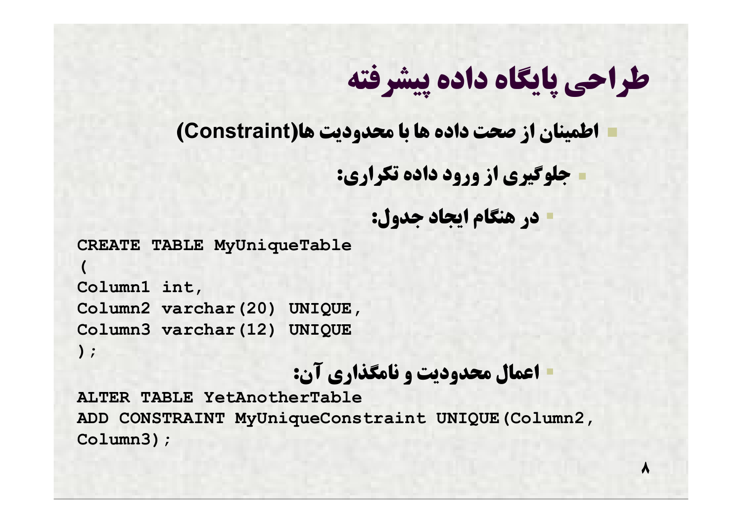# طراحی پایگاه داده پیشرفته

- اطمینان از صحت داده ها با محدودیت ها(Constraint)
  - جلوگیری از ورود داده تکراری:
    - در هنگام ایجاد جدول:

```
CREATE TABLE MyUniqueTable
(
Column1 int,
Column2 varchar(20) UNIQUE,
Column3 varchar(12) UNIQUE
);
```

    - اعمال محدودیت و نامگذاری آن:

```
ALTER TABLE YetAnotherTable
ADD CONSTRAINT MyUniqueConstraint UNIQUE(Column2,
Column3);
```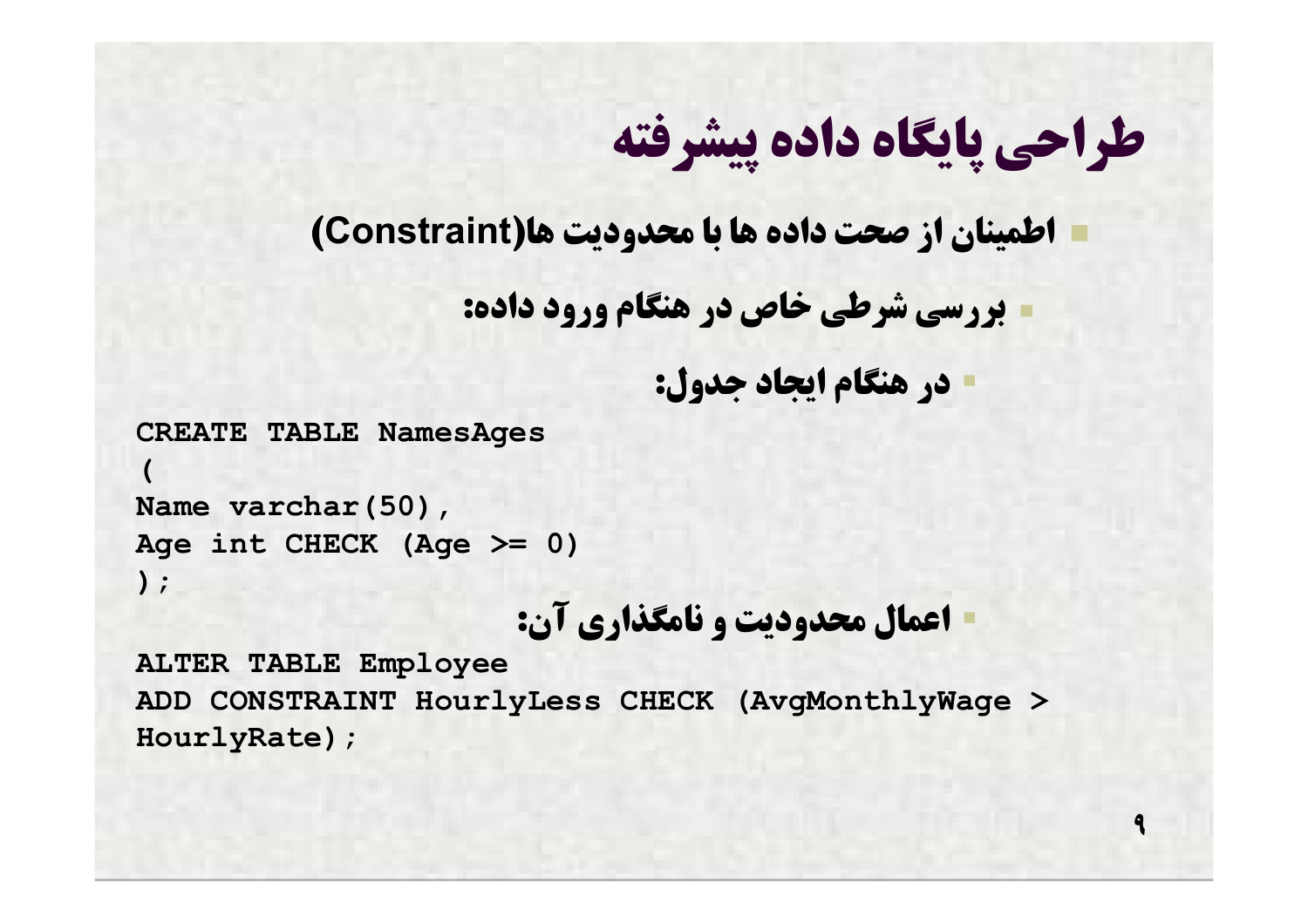# طراحی پایگاه داده پیشرفته

- اطمینان از صحت داده ها با محدودیت ها(Constraint)
  - بررسی شرطی خاص در هنگام ورود داده:
    - در هنگام ایجاد جدول:

```
CREATE TABLE NamesAges
(
Name varchar(50),
Age int CHECK (Age >= 0)
);
```

- اعمال محدودیت و نامگذاری آن:

```
ALTER TABLE Employee
ADD CONSTRAINT HourlyLess CHECK (AvgMonthlyWage >
HourlyRate);
```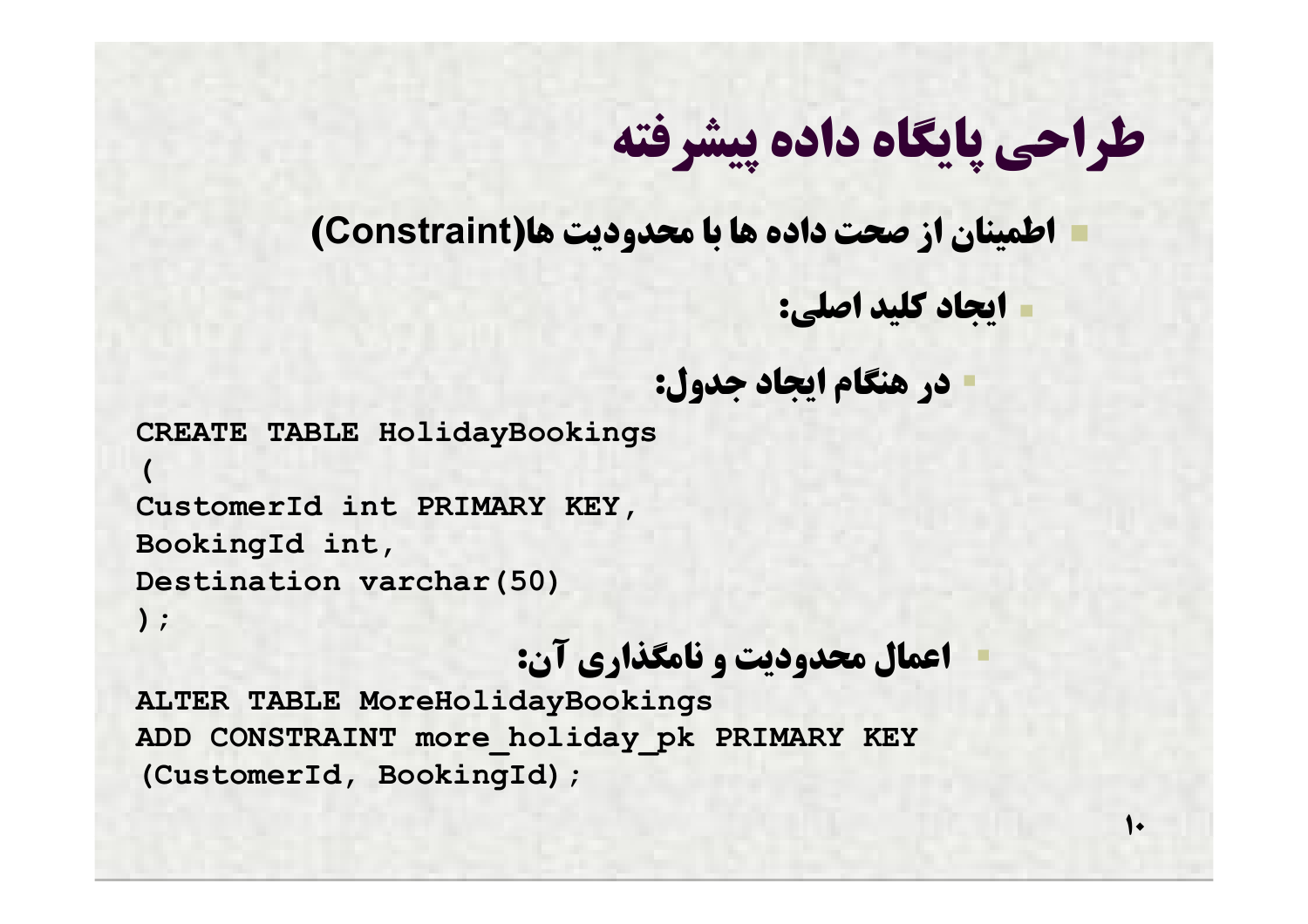# طراحی پایگاه داده پیشرفته

- اطمینان از صحت داده ها با محدودیت ها(Constraint)
  - ایجاد کلید اصلی:
    - در هنگام ایجاد جدول:

```
CREATE TABLE HolidayBookings
(
CustomerId int PRIMARY KEY,
BookingId int,
Destination varchar(50)
);
```

    - اعمال محدودیت و نامگذاری آن:

```
ALTER TABLE MoreHolidayBookings
ADD CONSTRAINT more_holiday_pk PRIMARY KEY
(CustomerId, BookingId);
```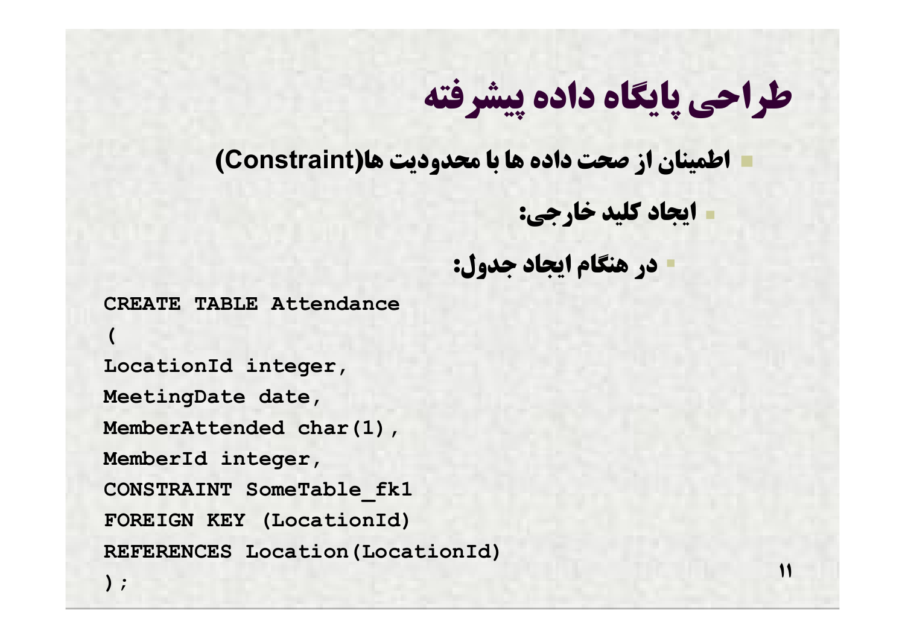# طراحی پایگاه داده پیشرفته

- اطمینان از صحت داده ها با محدودیت ها(Constraint)
  - ایجاد کلید خارجی:
    - در هنگام ایجاد جدول:

```
CREATE TABLE Attendance
(
LocationId integer,
MeetingDate date,
MemberAttended char(1),
MemberId integer,
CONSTRAINT SomeTable_fk1
FOREIGN KEY (LocationId)
REFERENCES Location(LocationId)
);
```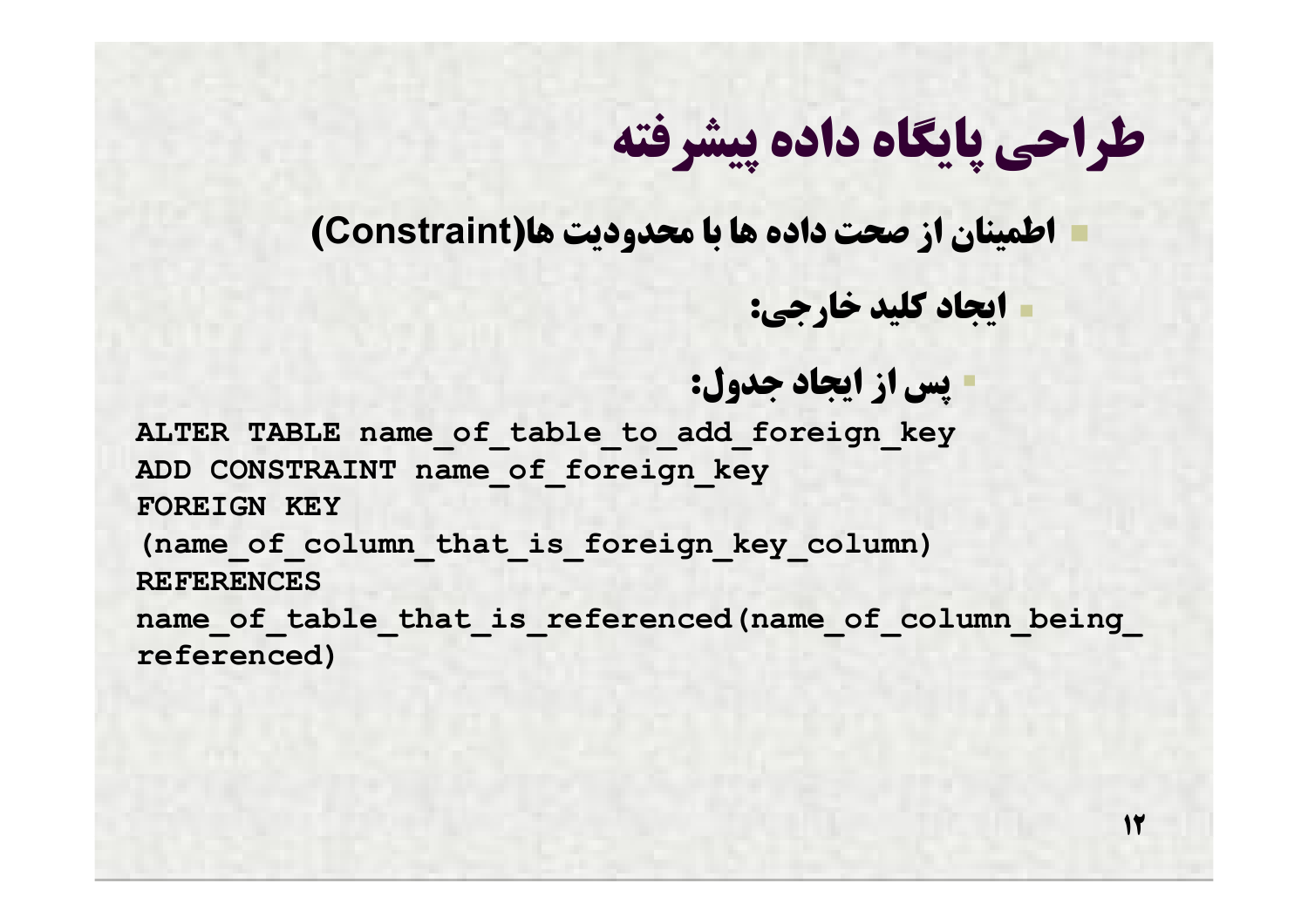# طراحی پایگاه داده پیشرفته

- اطمینان از صحت داده ها با محدودیت ها(Constraint)
  - ایجاد کلید خارجی:
    - پس از ایجاد جدول:

```
ALTER TABLE name_of_table_to_add_foreign_key
ADD CONSTRAINT name_of_foreign_key
FOREIGN KEY
(name_of_column_that_is_foreign_key_column)
REFERENCES
name_of_table_that_is_referenced(name_of_column_being_
referenced)
```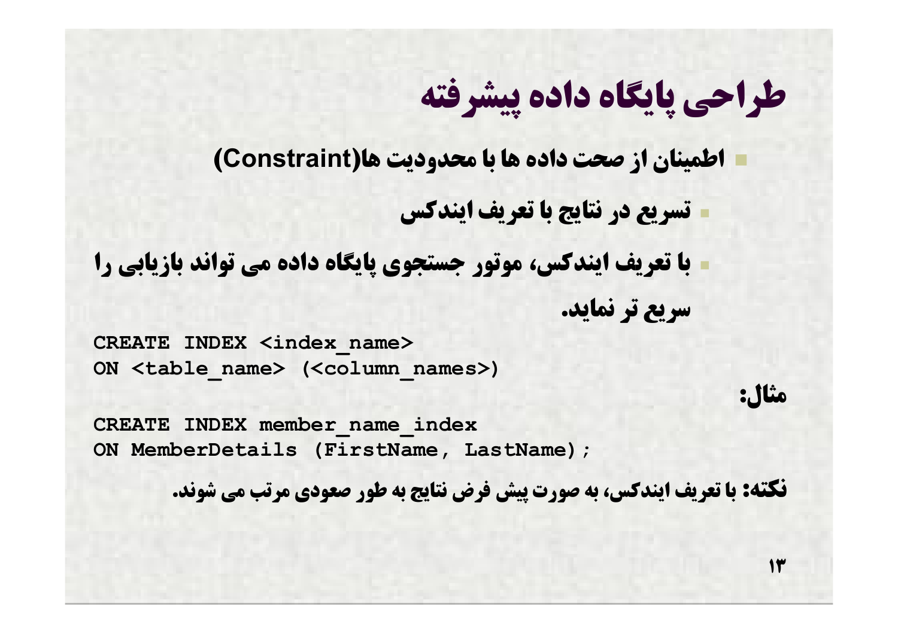# طراحی پایگاه داده پیشرفته

- اطمینان از صحت داده ها با محدودیت ها(Constraint)
  - تسریع در نتایج با تعریف ایندکس
  - با تعریف ایندکس، موتور جستجوی پایگاه داده می تواند بازیابی را سریع تر نماید.

```
CREATE INDEX <index_name>
ON <table_name> (<column_names>)
```

مثال:

```
CREATE INDEX member_name_index
ON MemberDetails (FirstName, LastName);
```

نکته: با تعریف ایندکس، به صورت پیش فرض نتایج به طور صعودی مرتب می شوند.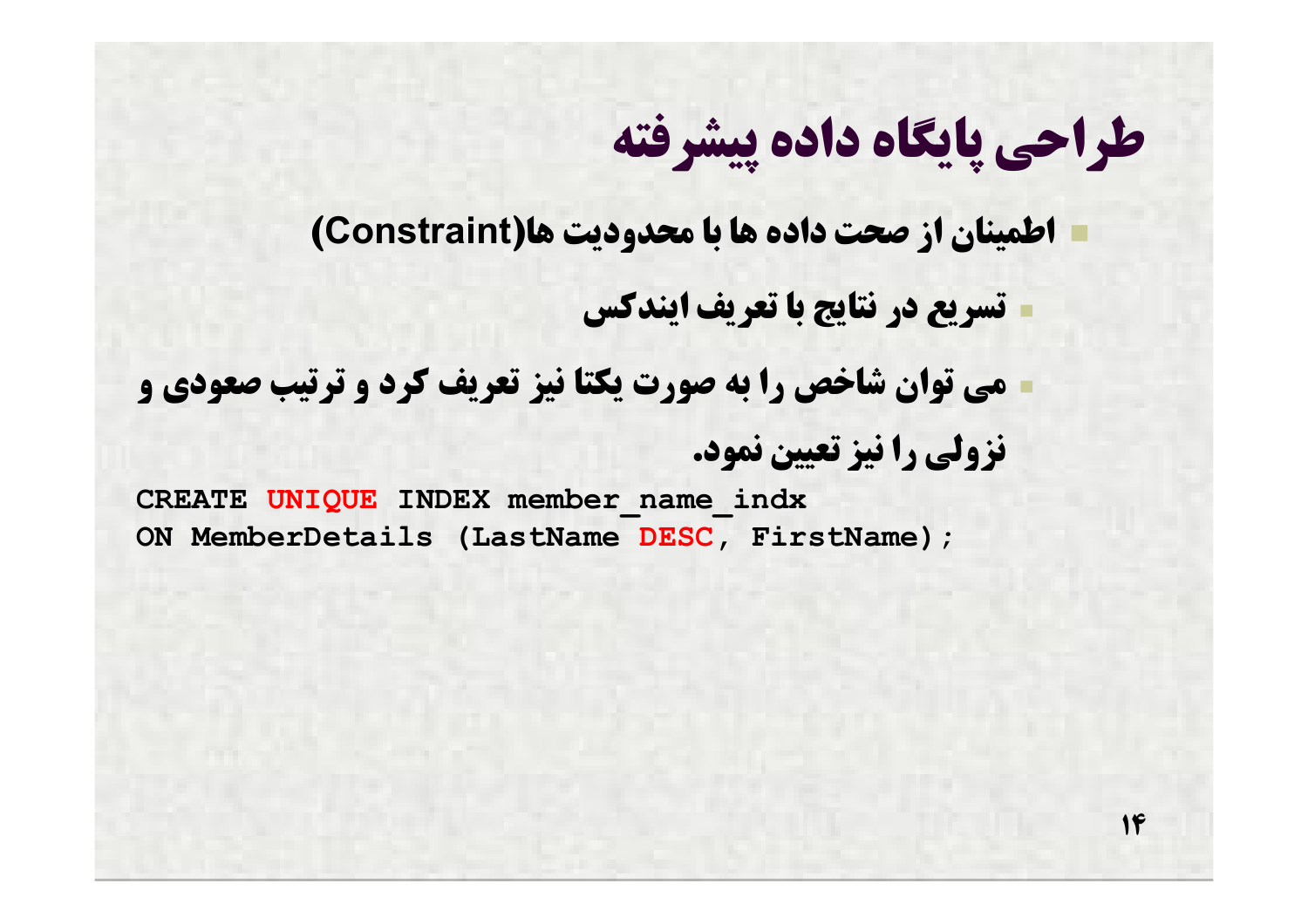# طراحی پایگاه داده پیشرفته

- اطمینان از صحت داده ها با محدودیت ها(Constraint)
  - تسریع در نتایج با تعریف ایندکس
  - می توان شاخص را به صورت یکتا نیز تعریف کرد و ترتیب صعودی و نزولی را نیز تعیین نمود.

```
CREATE UNIQUE INDEX member_name_indx
ON MemberDetails (LastName DESC, FirstName);
```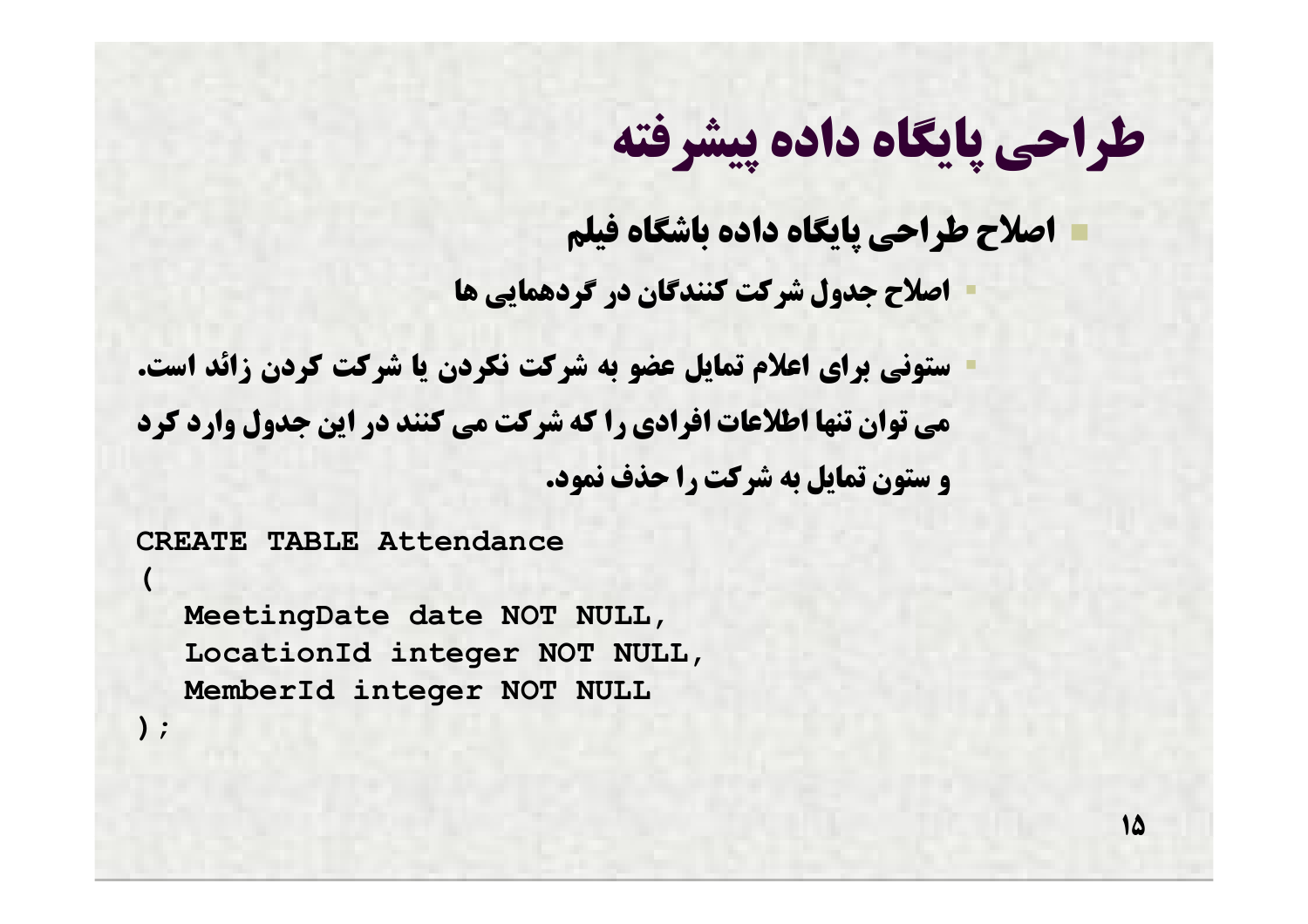# طراحی پایگاه داده پیشرفته

- **اصلاح طراحی پایگاه داده باشگاه فیلم**
  - **اصلاح جدول شرکت کنندگان در گردهمایی ها**
  - **ستونی برای اعلام تمایل عضو به شرکت نکردن یا شرکت کردن زائد است. می توان تنها اطلاعات افرادی را که شرکت می کنند در این جدول وارد کرد و ستون تمایل به شرکت را حذف نمود.**

```
CREATE TABLE Attendance
(
   MeetingDate date NOT NULL,
   LocationId integer NOT NULL,
   MemberId integer NOT NULL
);
```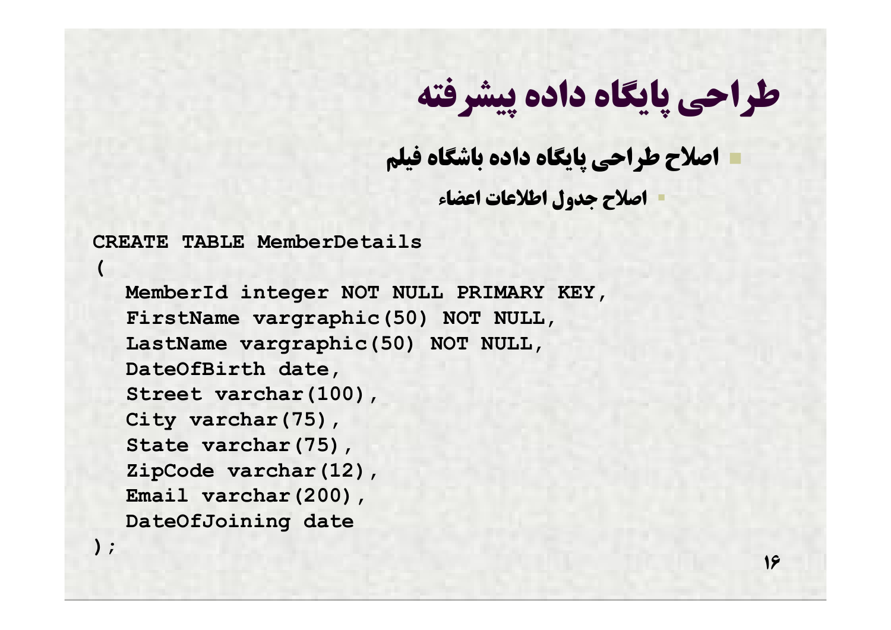# طراحی پایگاه داده پیشرفته

- اصلاح طراحی پایگاه داده باشگاه فیلم
  - اصلاح جدول اطلاعات اعضاء

```
CREATE TABLE MemberDetails
(
  MemberId integer NOT NULL PRIMARY KEY,
  FirstName vargraphic(50) NOT NULL,
  LastName vargraphic(50) NOT NULL,
  DateOfBirth date,
  Street varchar(100),
  City varchar(75),
  State varchar(75),
  ZipCode varchar(12),
  Email varchar(200),
  DateOfJoining date
);
```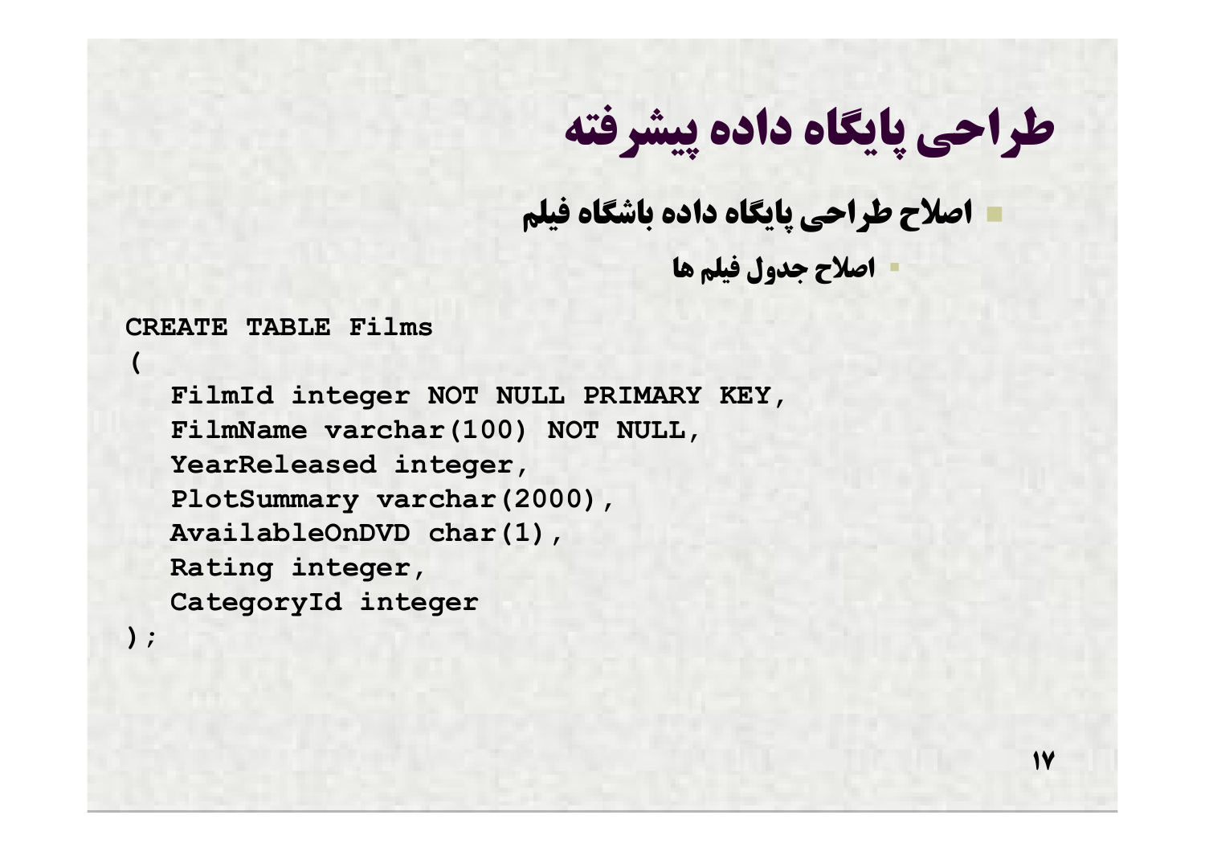# طراحی پایگاه داده پیشرفته

- اصلاح طراحی پایگاه داده باشگاه فیلم
  - اصلاح جدول فیلم ها

```
CREATE TABLE Films
(
   FilmId integer NOT NULL PRIMARY KEY,
   FilmName varchar(100) NOT NULL,
   YearReleased integer,
   PlotSummary varchar(2000),
   AvailableOnDVD char(1),
   Rating integer,
   CategoryId integer
);
```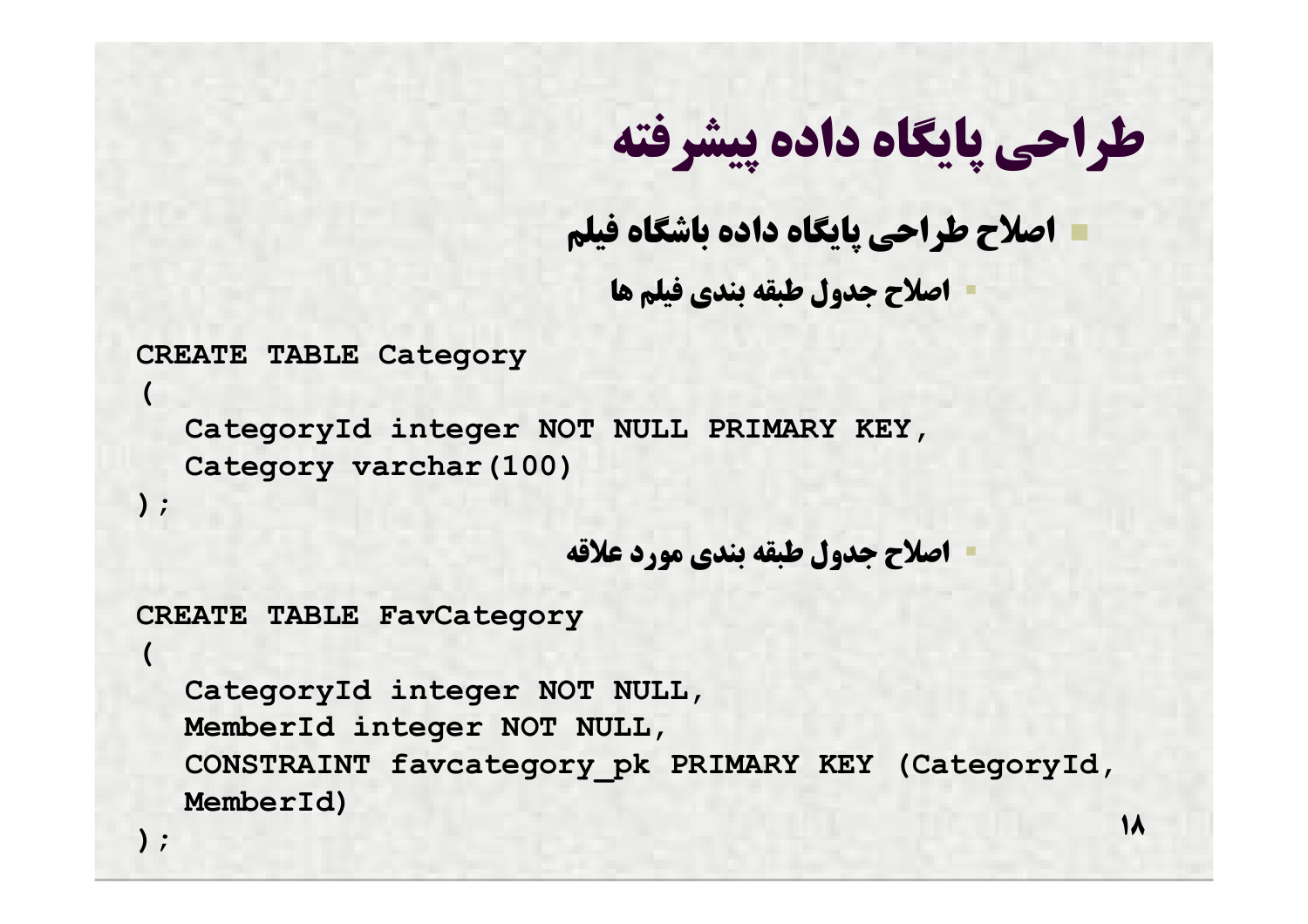# طراحی پایگاه داده پیشرفته

- اصلاح طراحی پایگاه داده باشگاه فیلم
  - اصلاح جدول طبقه بندی فیلم ها

```
CREATE TABLE Category
(
  CategoryId integer NOT NULL PRIMARY KEY,
  Category varchar(100)
);
```

  - اصلاح جدول طبقه بندی مورد علاقه

```
CREATE TABLE FavCategory
(
  CategoryId integer NOT NULL,
  MemberId integer NOT NULL,
  CONSTRAINT favcategory_pk PRIMARY KEY (CategoryId,
  MemberId)
);
```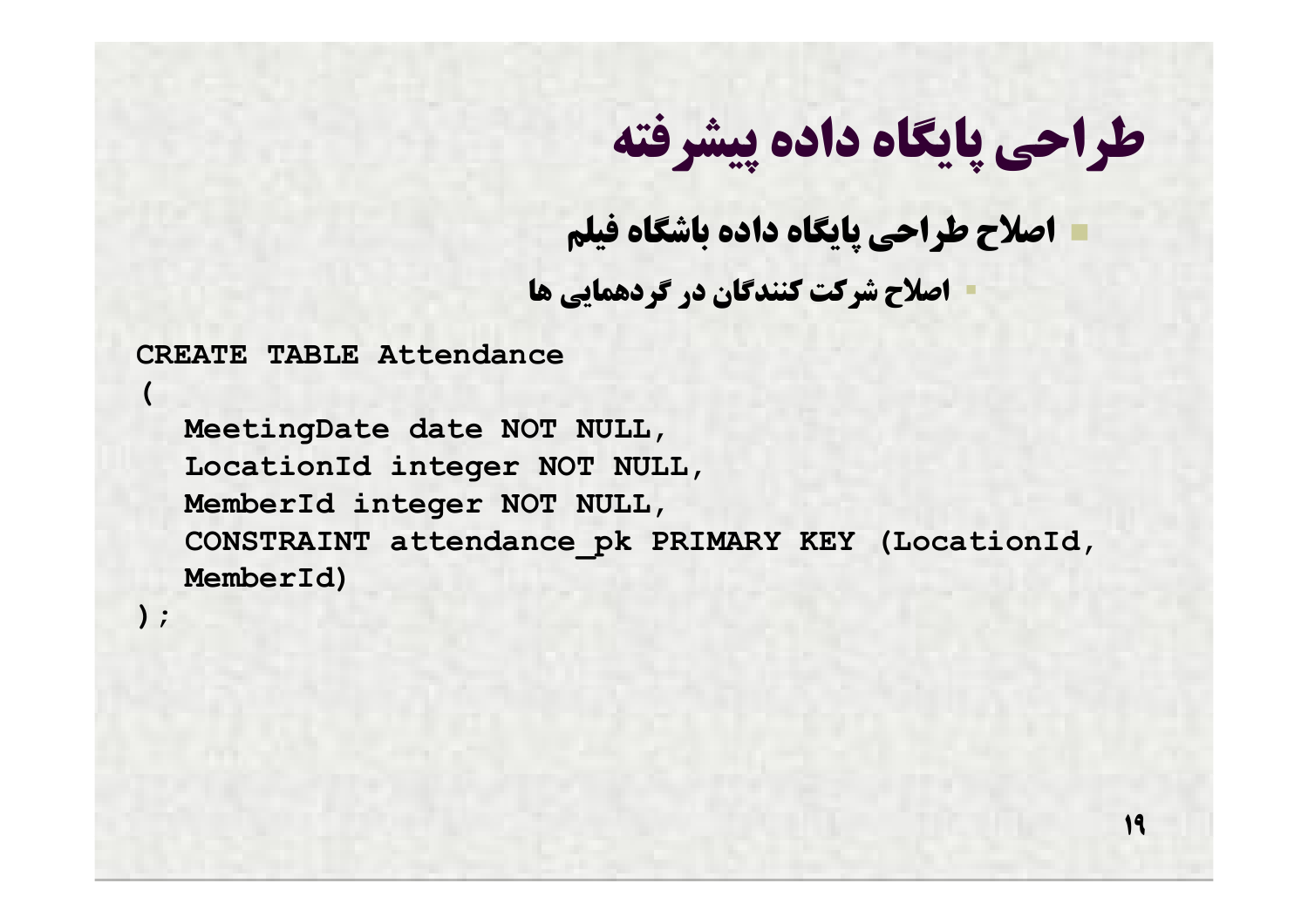# طراحی پایگاه داده پیشرفته

- اصلاح طراحی پایگاه داده باشگاه فیلم
  - اصلاح شرکت کنندگان در گردهمایی ها

```
CREATE TABLE Attendance
(
   MeetingDate date NOT NULL,
   LocationId integer NOT NULL,
   MemberId integer NOT NULL,
   CONSTRAINT attendance_pk PRIMARY KEY (LocationId,
   MemberId)
);
```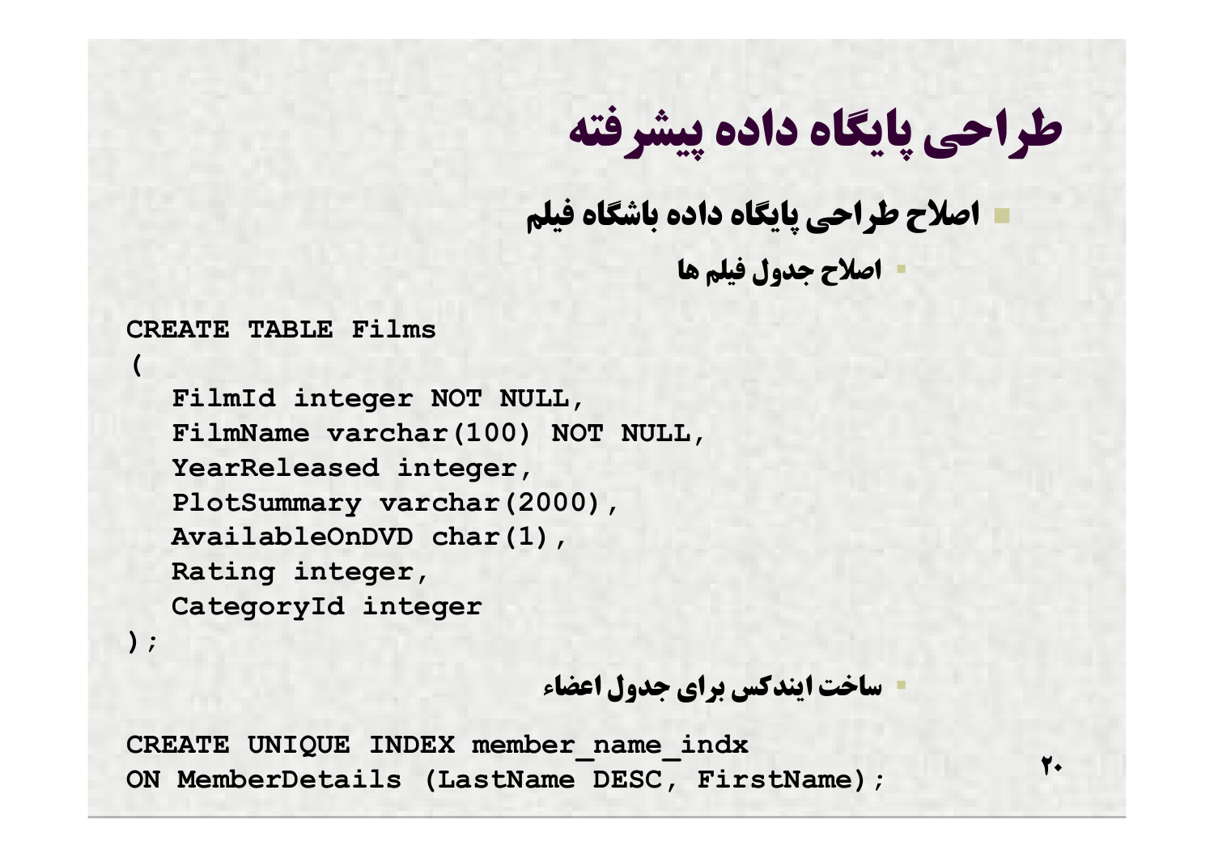# طراحی پایگاه داده پیشرفته

- اصلاح طراحی پایگاه داده باشگاه فیلم
  - اصلاح جدول فیلم ها

```
CREATE TABLE Films
(
   FilmId integer NOT NULL,
   FilmName varchar(100) NOT NULL,
   YearReleased integer,
   PlotSummary varchar(2000),
   AvailableOnDVD char(1),
   Rating integer,
   CategoryId integer
);
```

  - ساخت ایندکس برای جدول اعضاء

```
CREATE UNIQUE INDEX member_name_indx
ON MemberDetails (LastName DESC, FirstName);
```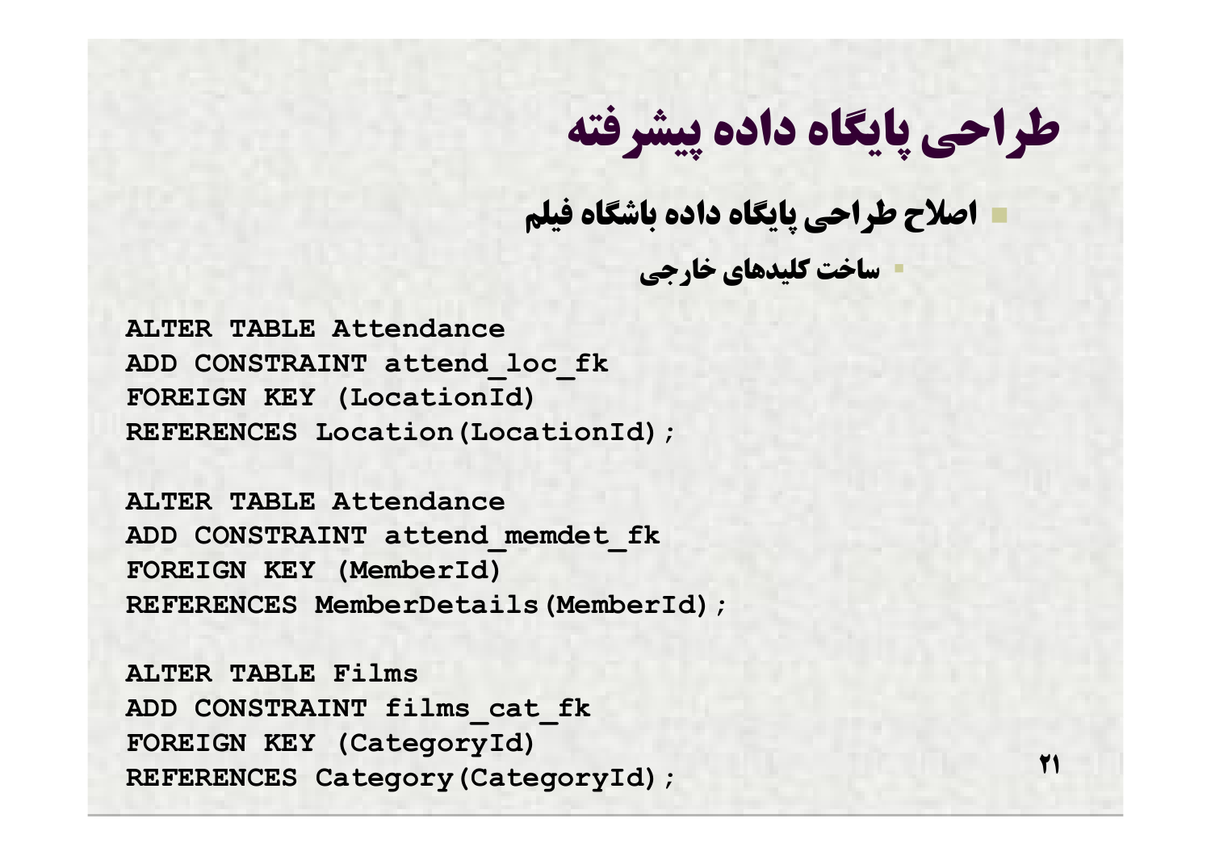# طراحی پایگاه داده پیشرفته

- اصلاح طراحی پایگاه داده باشگاه فیلم
  - ساخت کلیدهای خارجی

```
ALTER TABLE Attendance
ADD CONSTRAINT attend_loc_fk
FOREIGN KEY (LocationId)
REFERENCES Location(LocationId);

ALTER TABLE Attendance
ADD CONSTRAINT attend_memdet_fk
FOREIGN KEY (MemberId)
REFERENCES MemberDetails(MemberId);

ALTER TABLE Films
ADD CONSTRAINT films_cat_fk
FOREIGN KEY (CategoryId)
REFERENCES Category(CategoryId);
```